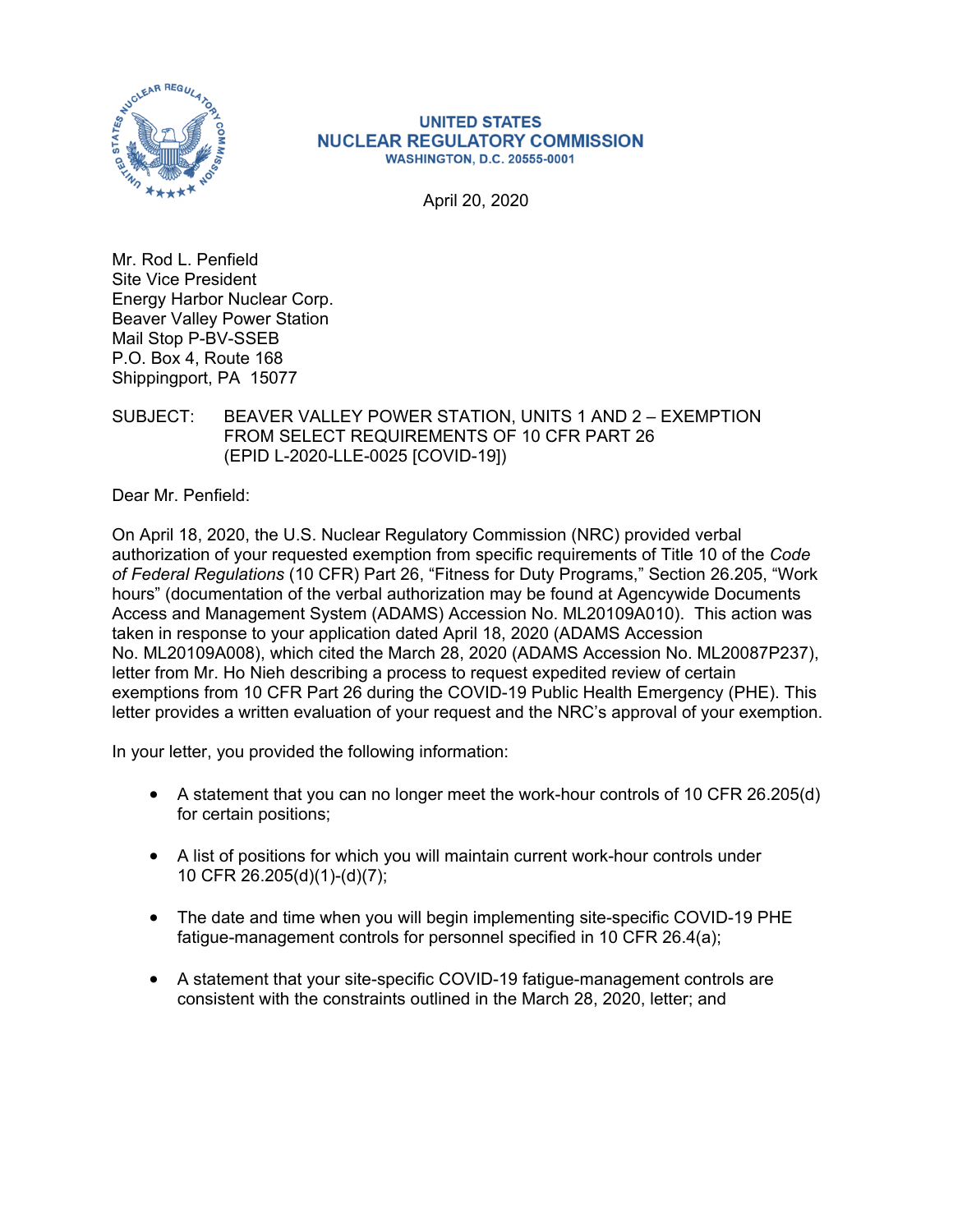**UNITED STATES**
**NUCLEAR REGULATORY COMMISSION**
**WASHINGTON, D.C. 20555-0001**

April 20, 2020

Mr. Rod L. Penfield
Site Vice President
Energy Harbor Nuclear Corp.
Beaver Valley Power Station
Mail Stop P-BV-SSEB
P.O. Box 4, Route 168
Shippingport, PA 15077

SUBJECT: BEAVER VALLEY POWER STATION, UNITS 1 AND 2 – EXEMPTION FROM SELECT REQUIREMENTS OF 10 CFR PART 26 (EPID L-2020-LLE-0025 [COVID-19])

Dear Mr. Penfield:

On April 18, 2020, the U.S. Nuclear Regulatory Commission (NRC) provided verbal authorization of your requested exemption from specific requirements of Title 10 of the *Code of Federal Regulations* (10 CFR) Part 26, "Fitness for Duty Programs," Section 26.205, "Work hours" (documentation of the verbal authorization may be found at Agencywide Documents Access and Management System (ADAMS) Accession No. ML20109A010). This action was taken in response to your application dated April 18, 2020 (ADAMS Accession No. ML20109A008), which cited the March 28, 2020 (ADAMS Accession No. ML20087P237), letter from Mr. Ho Nieh describing a process to request expedited review of certain exemptions from 10 CFR Part 26 during the COVID-19 Public Health Emergency (PHE). This letter provides a written evaluation of your request and the NRC's approval of your exemption.

In your letter, you provided the following information:

- A statement that you can no longer meet the work-hour controls of 10 CFR 26.205(d) for certain positions;
- A list of positions for which you will maintain current work-hour controls under 10 CFR 26.205(d)(1)-(d)(7);
- The date and time when you will begin implementing site-specific COVID-19 PHE fatigue-management controls for personnel specified in 10 CFR 26.4(a);
- A statement that your site-specific COVID-19 fatigue-management controls are consistent with the constraints outlined in the March 28, 2020, letter; and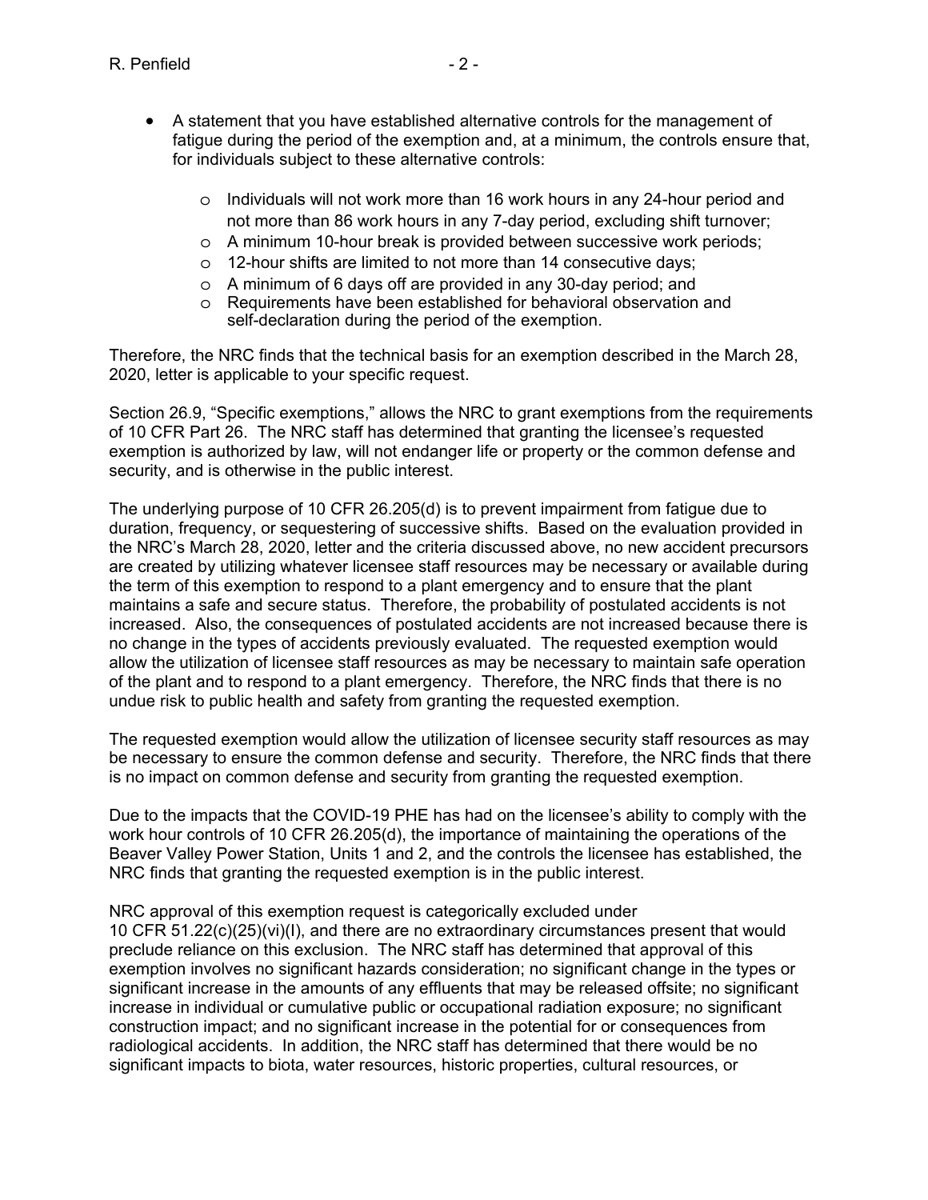- A statement that you have established alternative controls for the management of fatigue during the period of the exemption and, at a minimum, the controls ensure that, for individuals subject to these alternative controls:

    - Individuals will not work more than 16 work hours in any 24-hour period and not more than 86 work hours in any 7-day period, excluding shift turnover;
    - A minimum 10-hour break is provided between successive work periods;
    - 12-hour shifts are limited to not more than 14 consecutive days;
    - A minimum of 6 days off are provided in any 30-day period; and
    - Requirements have been established for behavioral observation and self-declaration during the period of the exemption.

Therefore, the NRC finds that the technical basis for an exemption described in the March 28, 2020, letter is applicable to your specific request.

Section 26.9, "Specific exemptions," allows the NRC to grant exemptions from the requirements of 10 CFR Part 26. The NRC staff has determined that granting the licensee's requested exemption is authorized by law, will not endanger life or property or the common defense and security, and is otherwise in the public interest.

The underlying purpose of 10 CFR 26.205(d) is to prevent impairment from fatigue due to duration, frequency, or sequestering of successive shifts. Based on the evaluation provided in the NRC's March 28, 2020, letter and the criteria discussed above, no new accident precursors are created by utilizing whatever licensee staff resources may be necessary or available during the term of this exemption to respond to a plant emergency and to ensure that the plant maintains a safe and secure status. Therefore, the probability of postulated accidents is not increased. Also, the consequences of postulated accidents are not increased because there is no change in the types of accidents previously evaluated. The requested exemption would allow the utilization of licensee staff resources as may be necessary to maintain safe operation of the plant and to respond to a plant emergency. Therefore, the NRC finds that there is no undue risk to public health and safety from granting the requested exemption.

The requested exemption would allow the utilization of licensee security staff resources as may be necessary to ensure the common defense and security. Therefore, the NRC finds that there is no impact on common defense and security from granting the requested exemption.

Due to the impacts that the COVID-19 PHE has had on the licensee's ability to comply with the work hour controls of 10 CFR 26.205(d), the importance of maintaining the operations of the Beaver Valley Power Station, Units 1 and 2, and the controls the licensee has established, the NRC finds that granting the requested exemption is in the public interest.

NRC approval of this exemption request is categorically excluded under 10 CFR 51.22(c)(25)(vi)(I), and there are no extraordinary circumstances present that would preclude reliance on this exclusion. The NRC staff has determined that approval of this exemption involves no significant hazards consideration; no significant change in the types or significant increase in the amounts of any effluents that may be released offsite; no significant increase in individual or cumulative public or occupational radiation exposure; no significant construction impact; and no significant increase in the potential for or consequences from radiological accidents. In addition, the NRC staff has determined that there would be no significant impacts to biota, water resources, historic properties, cultural resources, or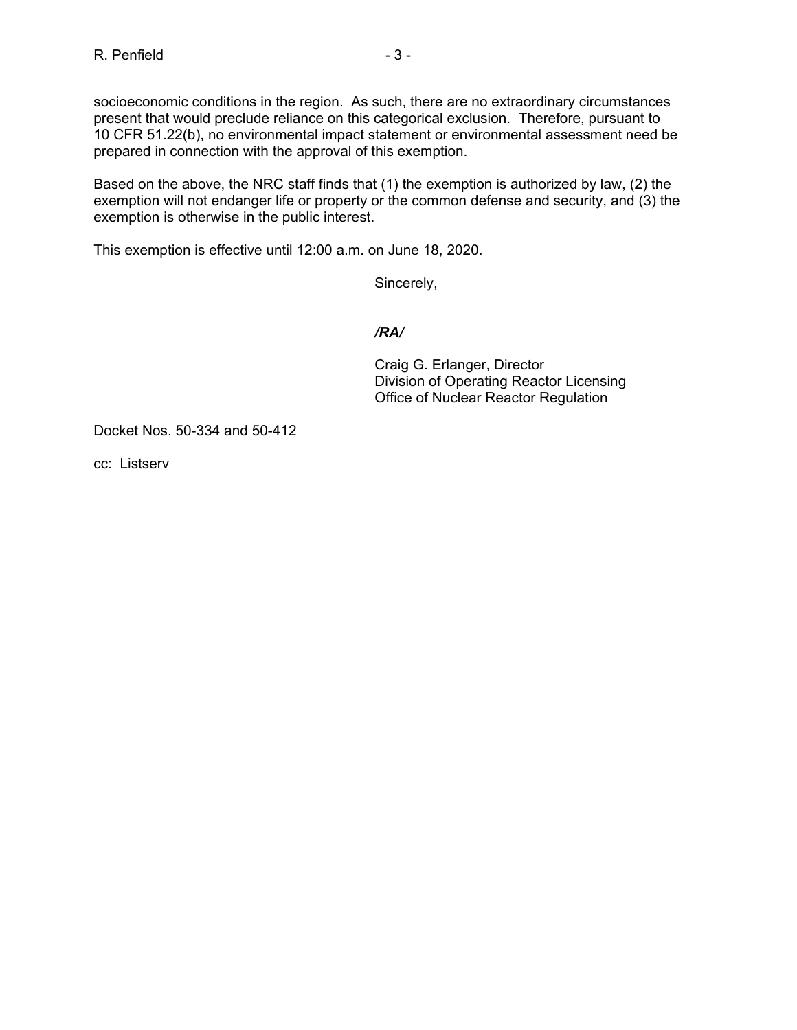socioeconomic conditions in the region. As such, there are no extraordinary circumstances present that would preclude reliance on this categorical exclusion. Therefore, pursuant to 10 CFR 51.22(b), no environmental impact statement or environmental assessment need be prepared in connection with the approval of this exemption.

Based on the above, the NRC staff finds that (1) the exemption is authorized by law, (2) the exemption will not endanger life or property or the common defense and security, and (3) the exemption is otherwise in the public interest.

This exemption is effective until 12:00 a.m. on June 18, 2020.

Sincerely,

***/RA/***

Craig G. Erlanger, Director
Division of Operating Reactor Licensing
Office of Nuclear Reactor Regulation

Docket Nos. 50-334 and 50-412

cc: Listserv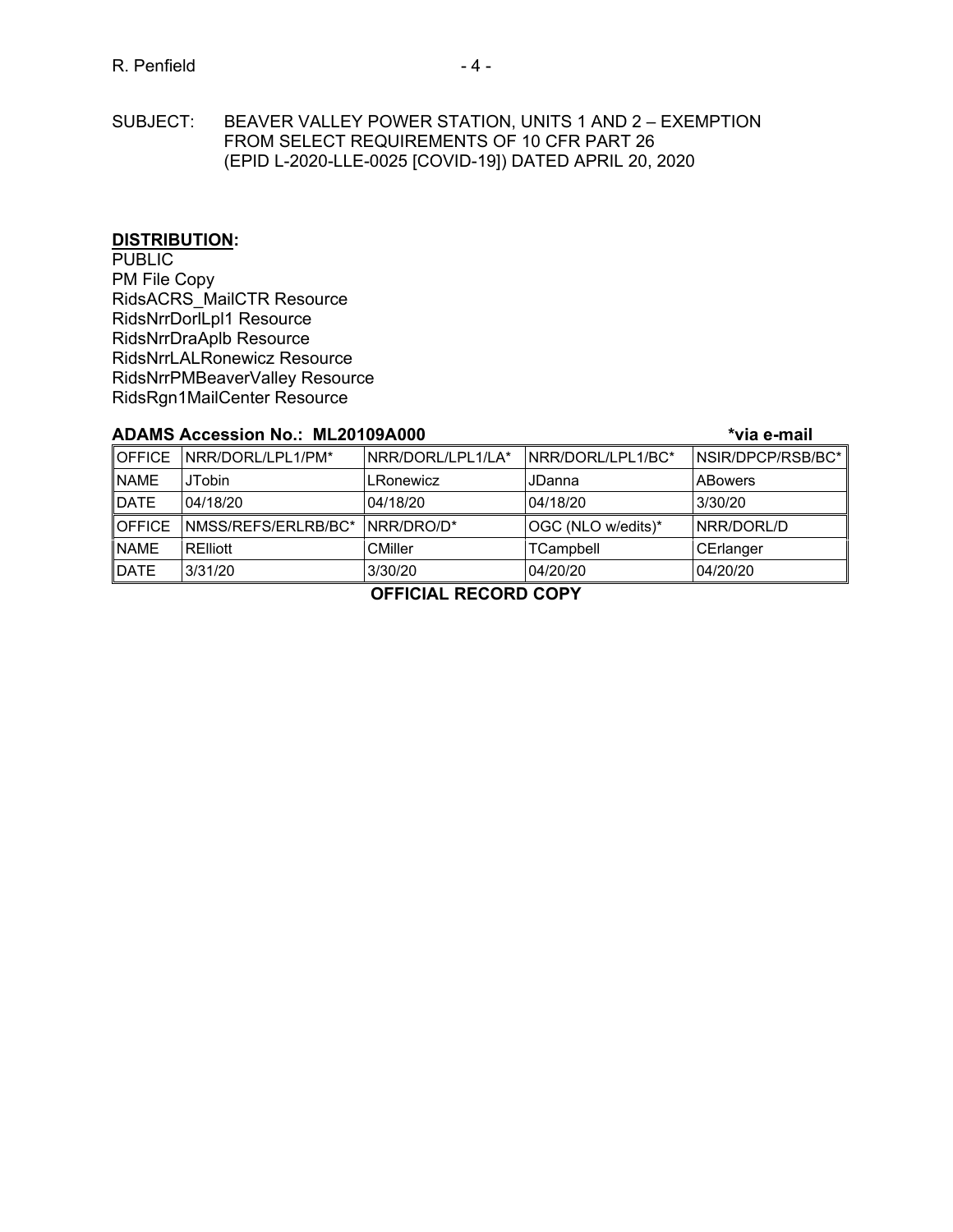SUBJECT: BEAVER VALLEY POWER STATION, UNITS 1 AND 2 – EXEMPTION FROM SELECT REQUIREMENTS OF 10 CFR PART 26 (EPID L-2020-LLE-0025 [COVID-19]) DATED APRIL 20, 2020

**DISTRIBUTION:**

PUBLIC
PM File Copy
RidsACRS_MailCTR Resource
RidsNrrDorlLpl1 Resource
RidsNrrDraAplb Resource
RidsNrrLALRonewicz Resource
RidsNrrPMBeaverValley Resource
RidsRgn1MailCenter Resource

**ADAMS Accession No.: ML20109A000** **\*via e-mail**

| | | | | |
|---|---|---|---|---|
| OFFICE | NRR/DORL/LPL1/PM* | NRR/DORL/LPL1/LA* | NRR/DORL/LPL1/BC* | NSIR/DPCP/RSB/BC* |
| NAME | JTobin | LRonewicz | JDanna | ABowers |
| DATE | 04/18/20 | 04/18/20 | 04/18/20 | 3/30/20 |
| OFFICE | NMSS/REFS/ERLRB/BC* | NRR/DRO/D* | OGC (NLO w/edits)* | NRR/DORL/D |
| NAME | RElliott | CMiller | TCampbell | CErlanger |
| DATE | 3/31/20 | 3/30/20 | 04/20/20 | 04/20/20 |

**OFFICIAL RECORD COPY**